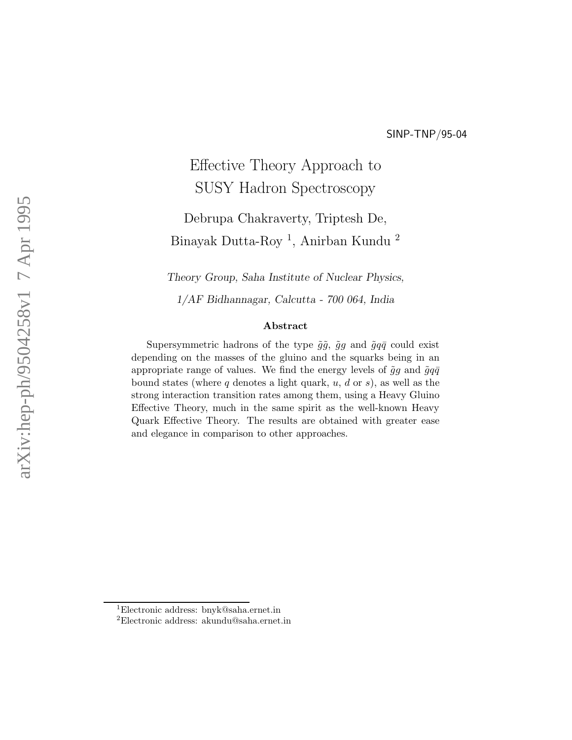SINP-TNP/95-04

# Effective Theory Approach to SUSY Hadron Spectroscopy

Debrupa Chakraverty, Triptesh De, Binayak Dutta-Roy [1], Anirban Kundu [2]

*Theory Group, Saha Institute of Nuclear Physics,*

*1/AF Bidhannagar, Calcutta - 700 064, India*

### Abstract

Supersymmetric hadrons of the type $\tilde{g}\tilde{g}$, $\tilde{g}g$ and $\tilde{g}q\bar{q}$ could exist depending on the masses of the gluino and the squarks being in an appropriate range of values. We find the energy levels of $\tilde{g}g$ and $\tilde{g}q\bar{q}$ bound states (where $q$ denotes a light quark, $u$, $d$ or $s$), as well as the strong interaction transition rates among them, using a Heavy Gluino Effective Theory, much in the same spirit as the well-known Heavy Quark Effective Theory. The results are obtained with greater ease and elegance in comparison to other approaches.

[1] Electronic address: bnyk@saha.ernet.in

[2] Electronic address: akundu@saha.ernet.in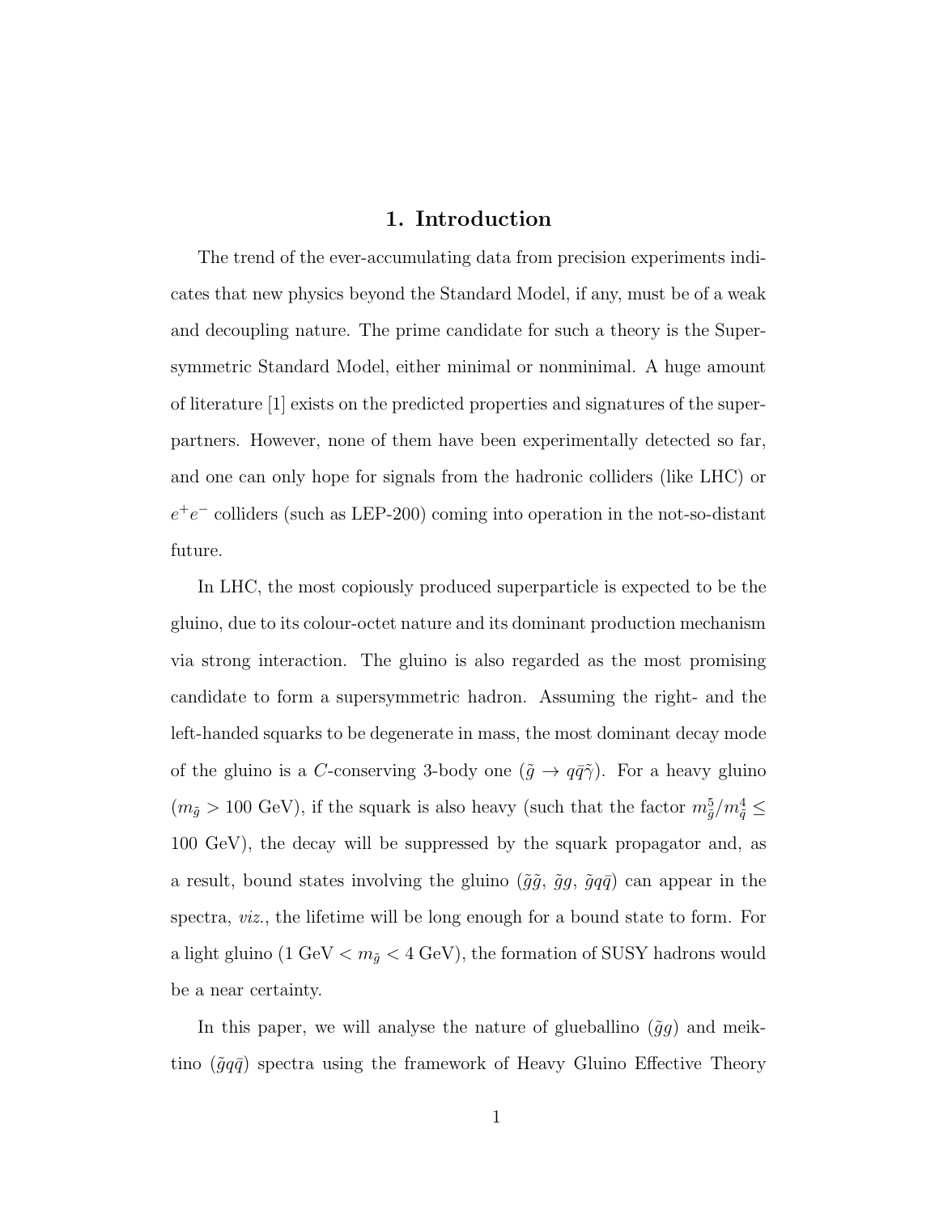# 1. Introduction

The trend of the ever-accumulating data from precision experiments indicates that new physics beyond the Standard Model, if any, must be of a weak and decoupling nature. The prime candidate for such a theory is the Supersymmetric Standard Model, either minimal or nonminimal. A huge amount of literature [1] exists on the predicted properties and signatures of the superpartners. However, none of them have been experimentally detected so far, and one can only hope for signals from the hadronic colliders (like LHC) or $e^+e^-$ colliders (such as LEP-200) coming into operation in the not-so-distant future.

In LHC, the most copiously produced superparticle is expected to be the gluino, due to its colour-octet nature and its dominant production mechanism via strong interaction. The gluino is also regarded as the most promising candidate to form a supersymmetric hadron. Assuming the right- and the left-handed squarks to be degenerate in mass, the most dominant decay mode of the gluino is a $C$-conserving 3-body one ($\tilde{g} \rightarrow q\bar{q}\tilde{\gamma}$). For a heavy gluino ($m_{\tilde{g}} > 100$ GeV), if the squark is also heavy (such that the factor $m_{\tilde{g}}^5/m_{\tilde{q}}^4 \leq$ 100 GeV), the decay will be suppressed by the squark propagator and, as a result, bound states involving the gluino ($\tilde{g}\tilde{g}$, $\tilde{g}g$, $\tilde{g}q\bar{q}$) can appear in the spectra, *viz.*, the lifetime will be long enough for a bound state to form. For a light gluino (1 GeV $< m_{\tilde{g}} <$ 4 GeV), the formation of SUSY hadrons would be a near certainty.

In this paper, we will analyse the nature of glueballino ($\tilde{g}g$) and meiktino ($\tilde{g}q\bar{q}$) spectra using the framework of Heavy Gluino Effective Theory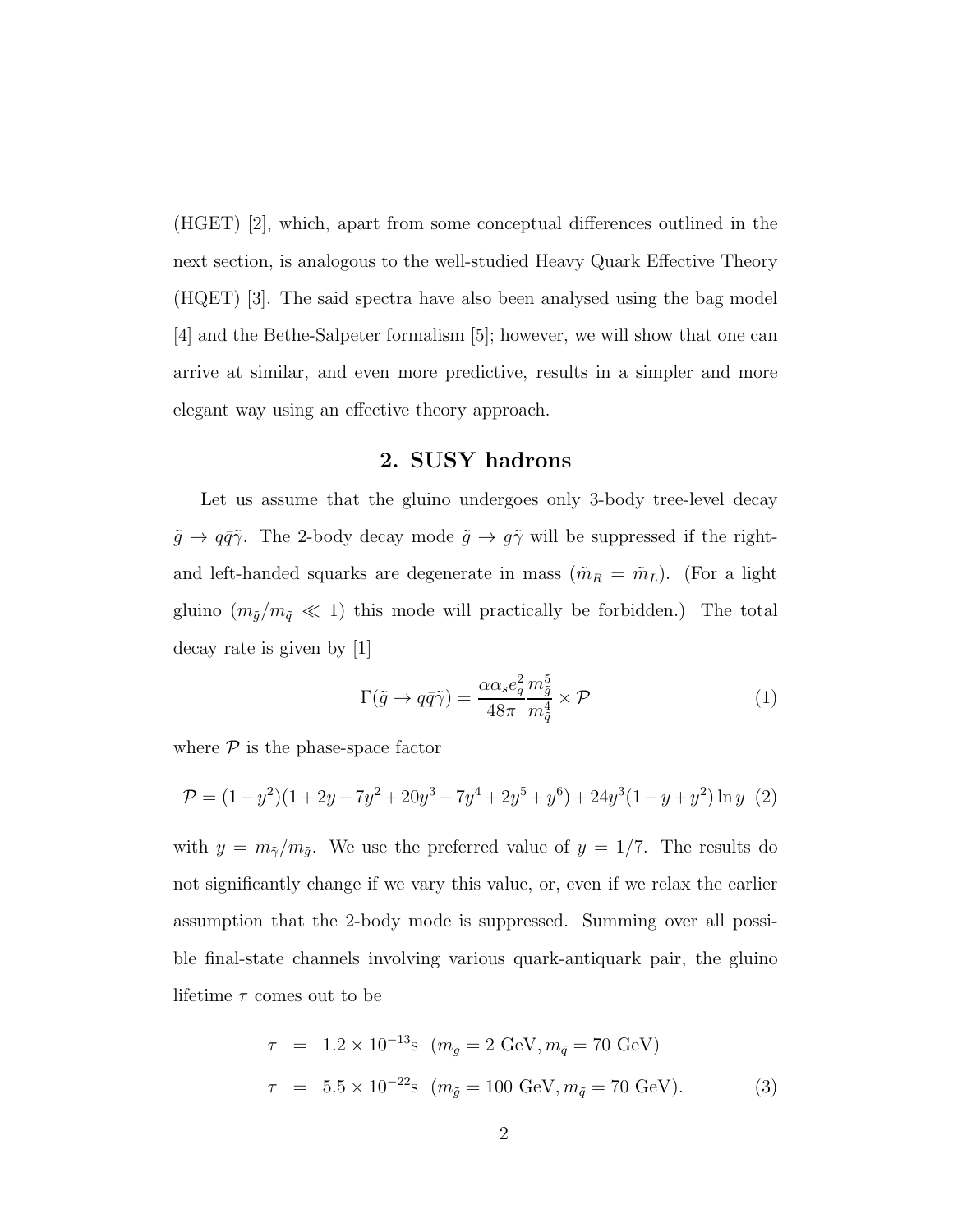(HGET) [2], which, apart from some conceptual differences outlined in the next section, is analogous to the well-studied Heavy Quark Effective Theory (HQET) [3]. The said spectra have also been analysed using the bag model [4] and the Bethe-Salpeter formalism [5]; however, we will show that one can arrive at similar, and even more predictive, results in a simpler and more elegant way using an effective theory approach.

## 2. SUSY hadrons

Let us assume that the gluino undergoes only 3-body tree-level decay $\tilde{g} \to q\bar{q}\tilde{\gamma}$. The 2-body decay mode $\tilde{g} \to g\tilde{\gamma}$ will be suppressed if the right- and left-handed squarks are degenerate in mass ($\tilde{m}_R = \tilde{m}_L$). (For a light gluino ($m_{\tilde{g}}/m_{\tilde{q}} \ll 1$) this mode will practically be forbidden.) The total decay rate is given by [1]

$$\Gamma(\tilde{g} \to q\bar{q}\tilde{\gamma}) = \frac{\alpha\alpha_s e_q^2}{48\pi} \frac{m_{\tilde{g}}^5}{m_{\tilde{q}}^4} \times \mathcal{P} \tag{1}$$

where $\mathcal{P}$ is the phase-space factor

$$\mathcal{P} = (1-y^2)(1+2y-7y^2+20y^3-7y^4+2y^5+y^6)+24y^3(1-y+y^2)\ln y \tag{2}$$

with $y = m_{\tilde{\gamma}}/m_{\tilde{g}}$. We use the preferred value of $y = 1/7$. The results do not significantly change if we vary this value, or, even if we relax the earlier assumption that the 2-body mode is suppressed. Summing over all possible final-state channels involving various quark-antiquark pair, the gluino lifetime $\tau$ comes out to be

$$\begin{aligned}
\tau &= 1.2 \times 10^{-13}\text{s} \quad (m_{\tilde{g}} = 2 \text{ GeV}, m_{\tilde{q}} = 70 \text{ GeV}) \\
\tau &= 5.5 \times 10^{-22}\text{s} \quad (m_{\tilde{g}} = 100 \text{ GeV}, m_{\tilde{q}} = 70 \text{ GeV}).
\end{aligned} \tag{3}$$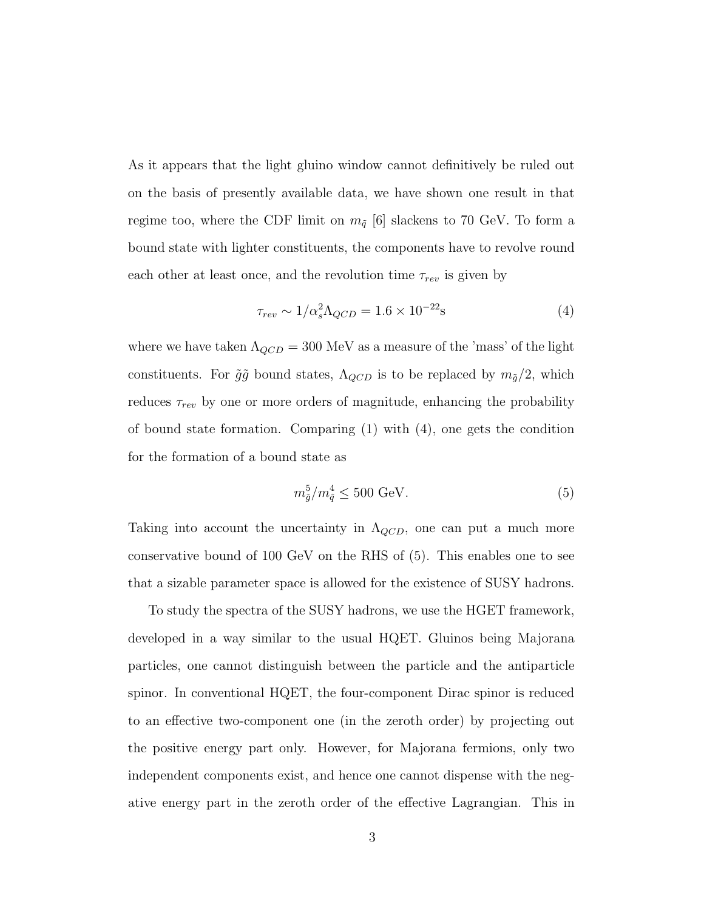As it appears that the light gluino window cannot definitively be ruled out on the basis of presently available data, we have shown one result in that regime too, where the CDF limit on $m_{\tilde{q}}$ [6] slackens to 70 GeV. To form a bound state with lighter constituents, the components have to revolve round each other at least once, and the revolution time $\tau_{rev}$ is given by

$$\tau_{rev} \sim 1/\alpha_s^2 \Lambda_{QCD} = 1.6 \times 10^{-22}\text{s} \tag{4}$$

where we have taken $\Lambda_{QCD} = 300$ MeV as a measure of the 'mass' of the light constituents. For $\tilde{g}\tilde{g}$ bound states, $\Lambda_{QCD}$ is to be replaced by $m_{\tilde{g}}/2$, which reduces $\tau_{rev}$ by one or more orders of magnitude, enhancing the probability of bound state formation. Comparing (1) with (4), one gets the condition for the formation of a bound state as

$$m_{\tilde{g}}^5 / m_{\tilde{q}}^4 \leq 500 \text{ GeV}. \tag{5}$$

Taking into account the uncertainty in $\Lambda_{QCD}$, one can put a much more conservative bound of 100 GeV on the RHS of (5). This enables one to see that a sizable parameter space is allowed for the existence of SUSY hadrons.

To study the spectra of the SUSY hadrons, we use the HGET framework, developed in a way similar to the usual HQET. Gluinos being Majorana particles, one cannot distinguish between the particle and the antiparticle spinor. In conventional HQET, the four-component Dirac spinor is reduced to an effective two-component one (in the zeroth order) by projecting out the positive energy part only. However, for Majorana fermions, only two independent components exist, and hence one cannot dispense with the negative energy part in the zeroth order of the effective Lagrangian. This in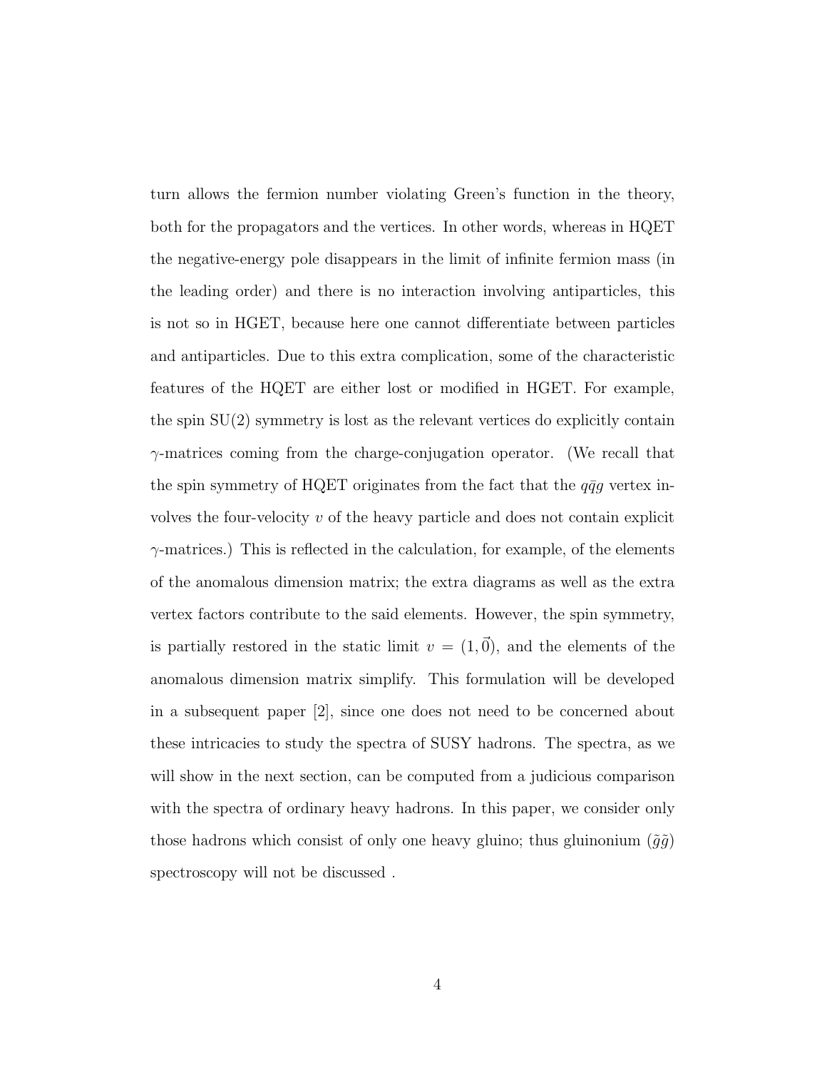turn allows the fermion number violating Green's function in the theory, both for the propagators and the vertices. In other words, whereas in HQET the negative-energy pole disappears in the limit of infinite fermion mass (in the leading order) and there is no interaction involving antiparticles, this is not so in HGET, because here one cannot differentiate between particles and antiparticles. Due to this extra complication, some of the characteristic features of the HQET are either lost or modified in HGET. For example, the spin SU(2) symmetry is lost as the relevant vertices do explicitly contain $\gamma$-matrices coming from the charge-conjugation operator. (We recall that the spin symmetry of HQET originates from the fact that the $q\bar{q}g$ vertex involves the four-velocity $v$ of the heavy particle and does not contain explicit $\gamma$-matrices.) This is reflected in the calculation, for example, of the elements of the anomalous dimension matrix; the extra diagrams as well as the extra vertex factors contribute to the said elements. However, the spin symmetry, is partially restored in the static limit $v = (1, \vec{0})$, and the elements of the anomalous dimension matrix simplify. This formulation will be developed in a subsequent paper [2], since one does not need to be concerned about these intricacies to study the spectra of SUSY hadrons. The spectra, as we will show in the next section, can be computed from a judicious comparison with the spectra of ordinary heavy hadrons. In this paper, we consider only those hadrons which consist of only one heavy gluino; thus gluinonium ($\tilde{g}\tilde{g}$) spectroscopy will not be discussed .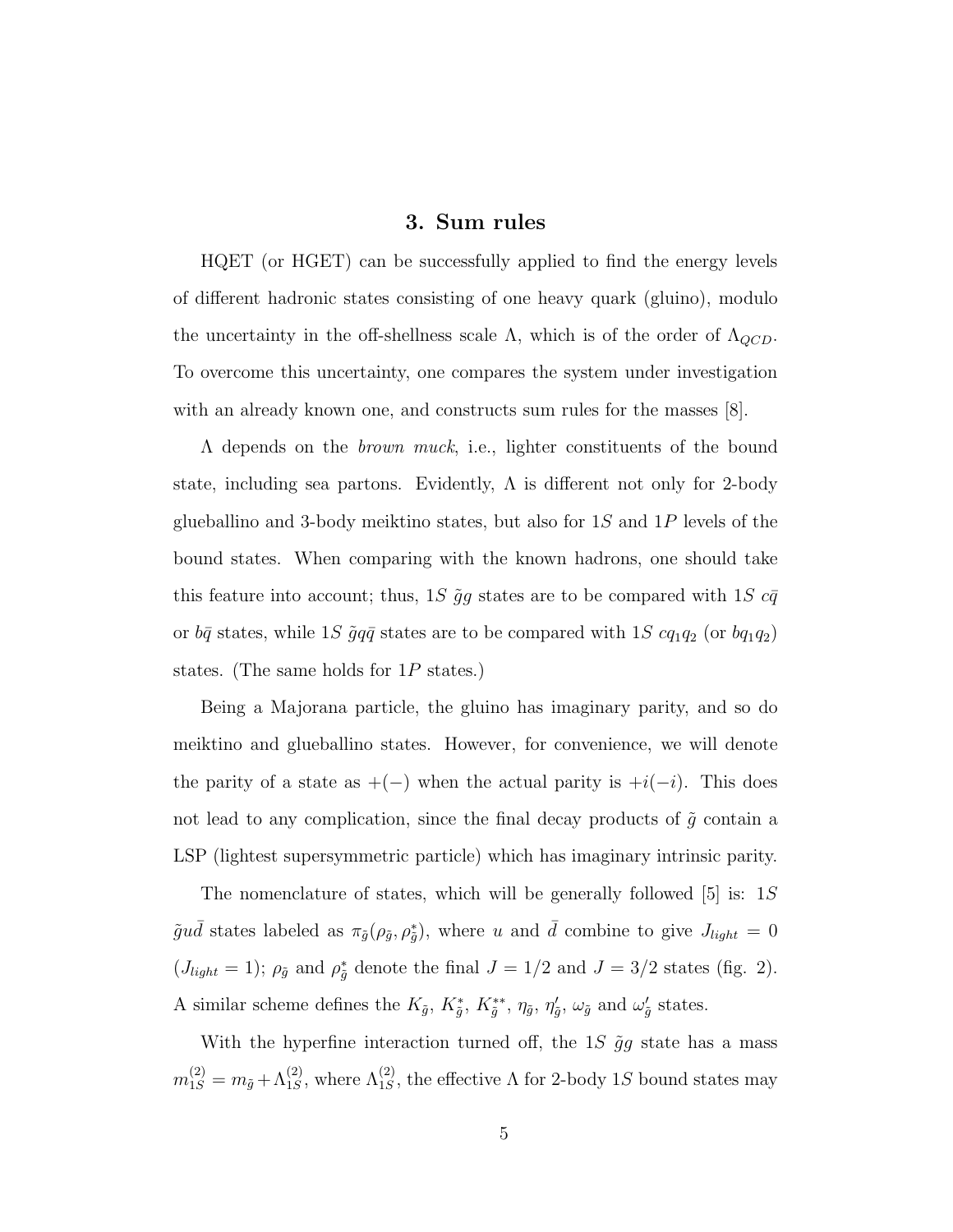## 3. Sum rules

HQET (or HGET) can be successfully applied to find the energy levels of different hadronic states consisting of one heavy quark (gluino), modulo the uncertainty in the off-shellness scale $\Lambda$, which is of the order of $\Lambda_{QCD}$. To overcome this uncertainty, one compares the system under investigation with an already known one, and constructs sum rules for the masses [8].

$\Lambda$ depends on the *brown muck*, i.e., lighter constituents of the bound state, including sea partons. Evidently, $\Lambda$ is different not only for 2-body glueballino and 3-body meiktino states, but also for $1S$ and $1P$ levels of the bound states. When comparing with the known hadrons, one should take this feature into account; thus, $1S$ $\tilde{g}g$ states are to be compared with $1S$ $c\bar{q}$ or $b\bar{q}$ states, while $1S$ $\tilde{g}q\bar{q}$ states are to be compared with $1S$ $cq_1q_2$ (or $bq_1q_2$) states. (The same holds for $1P$ states.)

Being a Majorana particle, the gluino has imaginary parity, and so do meiktino and glueballino states. However, for convenience, we will denote the parity of a state as $+(-)$ when the actual parity is $+i(-i)$. This does not lead to any complication, since the final decay products of $\tilde{g}$ contain a LSP (lightest supersymmetric particle) which has imaginary intrinsic parity.

The nomenclature of states, which will be generally followed [5] is: $1S$ $\tilde{g}u\bar{d}$ states labeled as $\pi_{\tilde{g}}(\rho_{\tilde{g}}, \rho^*_{\tilde{g}})$, where $u$ and $\bar{d}$ combine to give $J_{light} = 0$ ($J_{light} = 1$); $\rho_{\tilde{g}}$ and $\rho^*_{\tilde{g}}$ denote the final $J = 1/2$ and $J = 3/2$ states (fig. 2). A similar scheme defines the $K_{\tilde{g}}$, $K^*_{\tilde{g}}$, $K^{**}_{\tilde{g}}$, $\eta_{\tilde{g}}$, $\eta'_{\tilde{g}}$, $\omega_{\tilde{g}}$ and $\omega'_{\tilde{g}}$ states.

With the hyperfine interaction turned off, the $1S$ $\tilde{g}g$ state has a mass $m^{(2)}_{1S} = m_{\tilde{g}} + \Lambda^{(2)}_{1S}$, where $\Lambda^{(2)}_{1S}$, the effective $\Lambda$ for 2-body $1S$ bound states may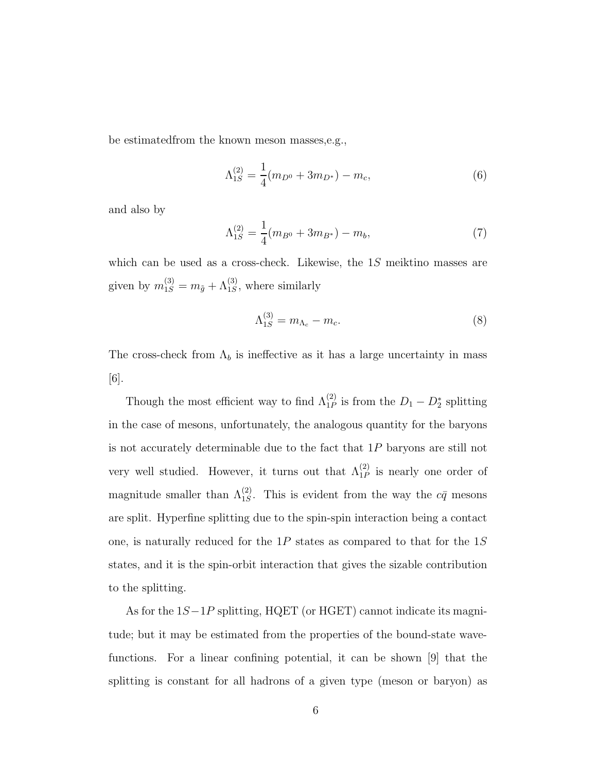be estimatedfrom the known meson masses,e.g.,

$$\Lambda_{1S}^{(2)} = \frac{1}{4}(m_{D^0} + 3m_{D^*}) - m_c, \tag{6}$$

and also by

$$\Lambda_{1S}^{(2)} = \frac{1}{4}(m_{B^0} + 3m_{B^*}) - m_b, \tag{7}$$

which can be used as a cross-check. Likewise, the $1S$ meiktino masses are given by $m_{1S}^{(3)} = m_{\tilde{g}} + \Lambda_{1S}^{(3)}$, where similarly

$$\Lambda_{1S}^{(3)} = m_{\Lambda_c} - m_c. \tag{8}$$

The cross-check from $\Lambda_b$ is ineffective as it has a large uncertainty in mass [6].

Though the most efficient way to find $\Lambda_{1P}^{(2)}$ is from the $D_1 - D_2^*$ splitting in the case of mesons, unfortunately, the analogous quantity for the baryons is not accurately determinable due to the fact that $1P$ baryons are still not very well studied. However, it turns out that $\Lambda_{1P}^{(2)}$ is nearly one order of magnitude smaller than $\Lambda_{1S}^{(2)}$. This is evident from the way the $c\bar{q}$ mesons are split. Hyperfine splitting due to the spin-spin interaction being a contact one, is naturally reduced for the $1P$ states as compared to that for the $1S$ states, and it is the spin-orbit interaction that gives the sizable contribution to the splitting.

As for the $1S-1P$ splitting, HQET (or HGET) cannot indicate its magnitude; but it may be estimated from the properties of the bound-state wavefunctions. For a linear confining potential, it can be shown [9] that the splitting is constant for all hadrons of a given type (meson or baryon) as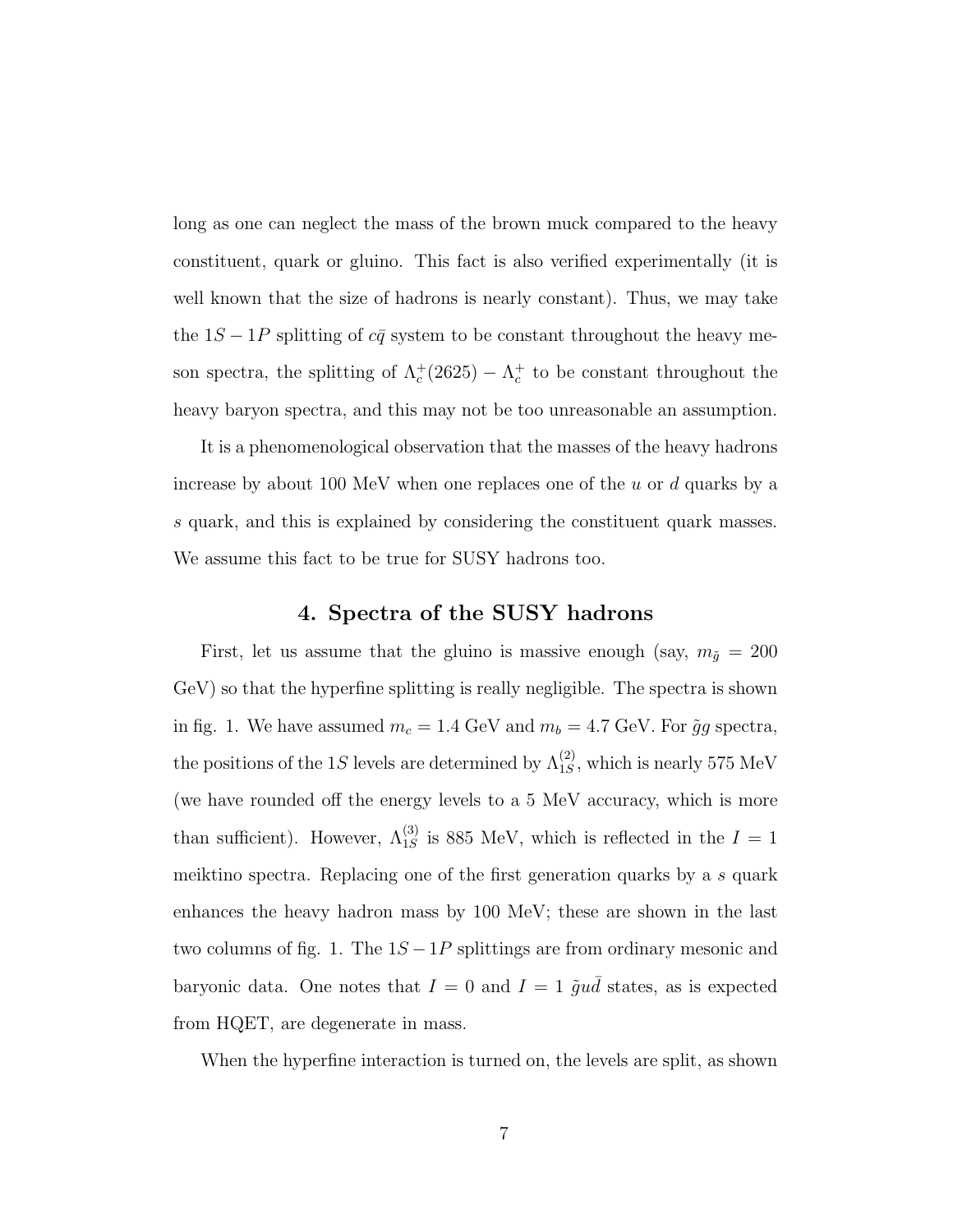long as one can neglect the mass of the brown muck compared to the heavy constituent, quark or gluino. This fact is also verified experimentally (it is well known that the size of hadrons is nearly constant). Thus, we may take the $1S-1P$ splitting of $c\bar{q}$ system to be constant throughout the heavy meson spectra, the splitting of $\Lambda_c^+(2625) - \Lambda_c^+$ to be constant throughout the heavy baryon spectra, and this may not be too unreasonable an assumption.

It is a phenomenological observation that the masses of the heavy hadrons increase by about 100 MeV when one replaces one of the $u$ or $d$ quarks by a $s$ quark, and this is explained by considering the constituent quark masses. We assume this fact to be true for SUSY hadrons too.

## 4. Spectra of the SUSY hadrons

First, let us assume that the gluino is massive enough (say, $m_{\tilde{g}} = 200$ GeV) so that the hyperfine splitting is really negligible. The spectra is shown in fig. 1. We have assumed $m_c = 1.4$ GeV and $m_b = 4.7$ GeV. For $\tilde{g}g$ spectra, the positions of the $1S$ levels are determined by $\Lambda_{1S}^{(2)}$, which is nearly 575 MeV (we have rounded off the energy levels to a 5 MeV accuracy, which is more than sufficient). However, $\Lambda_{1S}^{(3)}$ is 885 MeV, which is reflected in the $I=1$ meiktino spectra. Replacing one of the first generation quarks by a $s$ quark enhances the heavy hadron mass by 100 MeV; these are shown in the last two columns of fig. 1. The $1S-1P$ splittings are from ordinary mesonic and baryonic data. One notes that $I=0$ and $I=1$ $\tilde{g}u\bar{d}$ states, as is expected from HQET, are degenerate in mass.

When the hyperfine interaction is turned on, the levels are split, as shown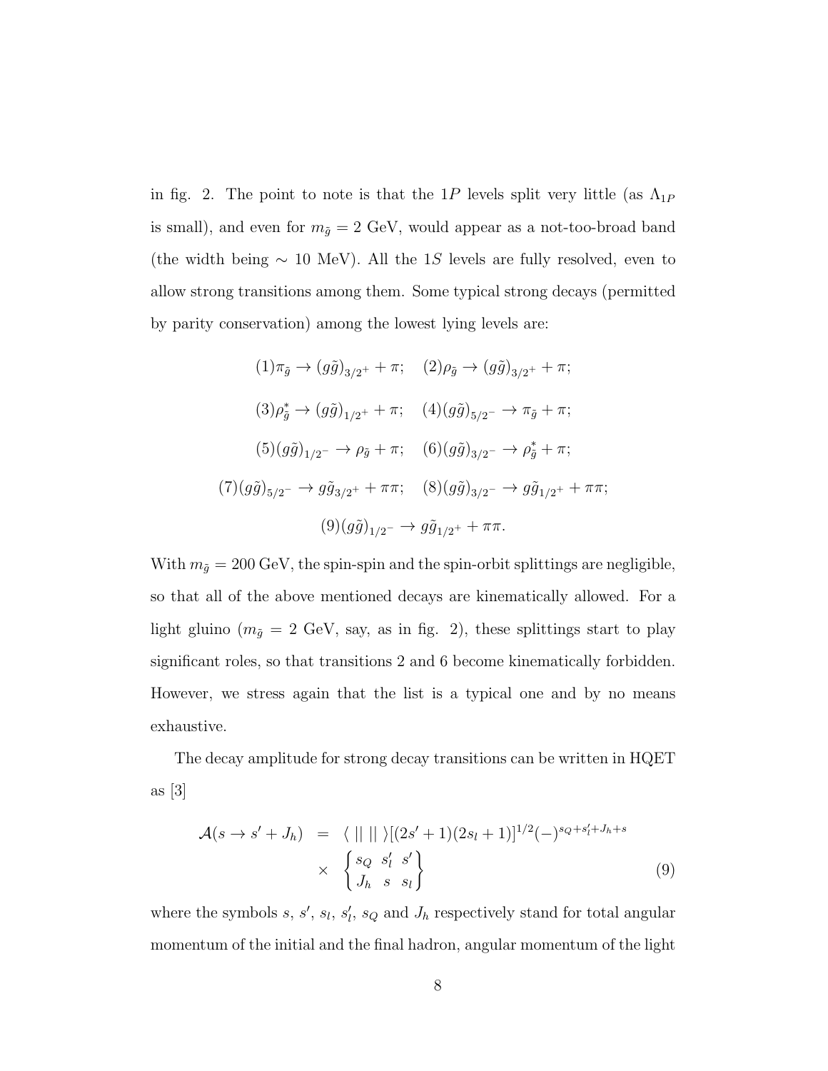in fig. 2. The point to note is that the $1P$ levels split very little (as $\Lambda_{1P}$ is small), and even for $m_{\tilde{g}} = 2$ GeV, would appear as a not-too-broad band (the width being $\sim 10$ MeV). All the $1S$ levels are fully resolved, even to allow strong transitions among them. Some typical strong decays (permitted by parity conservation) among the lowest lying levels are:

$$
\begin{gathered}
(1)\pi_{\tilde{g}} \to (g\tilde{g})_{3/2^+} + \pi; \quad (2)\rho_{\tilde{g}} \to (g\tilde{g})_{3/2^+} + \pi; \\
(3)\rho^*_{\tilde{g}} \to (g\tilde{g})_{1/2^+} + \pi; \quad (4)(g\tilde{g})_{5/2^-} \to \pi_{\tilde{g}} + \pi; \\
(5)(g\tilde{g})_{1/2^-} \to \rho_{\tilde{g}} + \pi; \quad (6)(g\tilde{g})_{3/2^-} \to \rho^*_{\tilde{g}} + \pi; \\
(7)(g\tilde{g})_{5/2^-} \to g\tilde{g}_{3/2^+} + \pi\pi; \quad (8)(g\tilde{g})_{3/2^-} \to g\tilde{g}_{1/2^+} + \pi\pi; \\
(9)(g\tilde{g})_{1/2^-} \to g\tilde{g}_{1/2^+} + \pi\pi.
\end{gathered}
$$

With $m_{\tilde{g}} = 200$ GeV, the spin-spin and the spin-orbit splittings are negligible, so that all of the above mentioned decays are kinematically allowed. For a light gluino ($m_{\tilde{g}} = 2$ GeV, say, as in fig. 2), these splittings start to play significant roles, so that transitions 2 and 6 become kinematically forbidden. However, we stress again that the list is a typical one and by no means exhaustive.

The decay amplitude for strong decay transitions can be written in HQET as [3]

$$
\begin{aligned}
\mathcal{A}(s \to s' + J_h) &= \langle \; || \; || \; \rangle [(2s'+1)(2s_l+1)]^{1/2} (-)^{s_Q + s'_l + J_h + s} \\
&\times \begin{Bmatrix} s_Q & s'_l & s' \\ J_h & s & s_l \end{Bmatrix}
\end{aligned} \tag{9}
$$

where the symbols $s$, $s'$, $s_l$, $s'_l$, $s_Q$ and $J_h$ respectively stand for total angular momentum of the initial and the final hadron, angular momentum of the light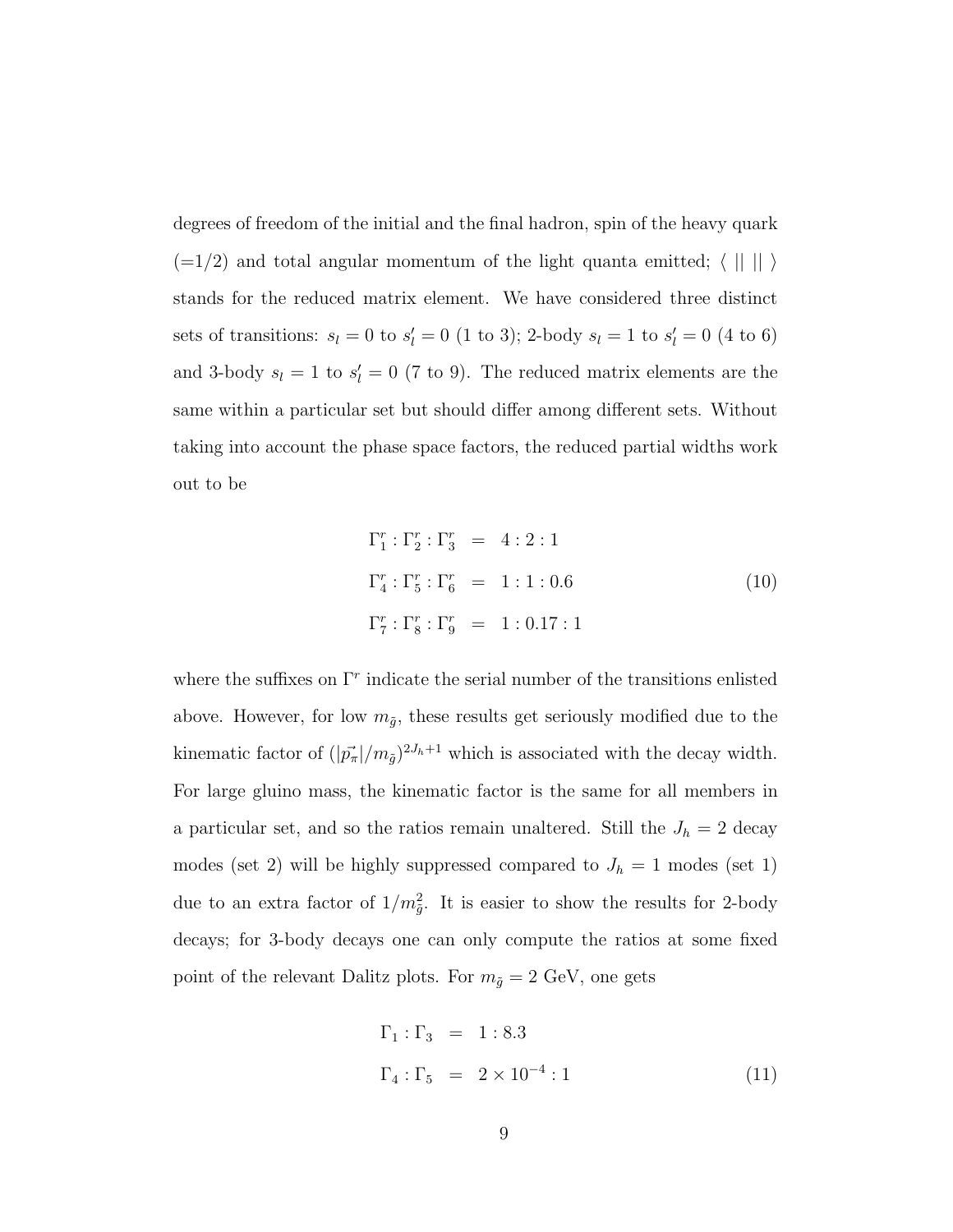degrees of freedom of the initial and the final hadron, spin of the heavy quark (=1/2) and total angular momentum of the light quanta emitted; $\langle \; || \; || \; \rangle$ stands for the reduced matrix element. We have considered three distinct sets of transitions: $s_l = 0$ to $s_l' = 0$ (1 to 3); 2-body $s_l = 1$ to $s_l' = 0$ (4 to 6) and 3-body $s_l = 1$ to $s_l' = 0$ (7 to 9). The reduced matrix elements are the same within a particular set but should differ among different sets. Without taking into account the phase space factors, the reduced partial widths work out to be

$$
\begin{aligned}
\Gamma_1^r : \Gamma_2^r : \Gamma_3^r &= 4 : 2 : 1 \\
\Gamma_4^r : \Gamma_5^r : \Gamma_6^r &= 1 : 1 : 0.6 \\
\Gamma_7^r : \Gamma_8^r : \Gamma_9^r &= 1 : 0.17 : 1
\end{aligned}
\tag{10}
$$

where the suffixes on $\Gamma^r$ indicate the serial number of the transitions enlisted above. However, for low $m_{\tilde{g}}$, these results get seriously modified due to the kinematic factor of $(|\vec{p_\pi}|/m_{\tilde{g}})^{2J_h+1}$ which is associated with the decay width. For large gluino mass, the kinematic factor is the same for all members in a particular set, and so the ratios remain unaltered. Still the $J_h = 2$ decay modes (set 2) will be highly suppressed compared to $J_h = 1$ modes (set 1) due to an extra factor of $1/m_{\tilde{g}}^2$. It is easier to show the results for 2-body decays; for 3-body decays one can only compute the ratios at some fixed point of the relevant Dalitz plots. For $m_{\tilde{g}} = 2$ GeV, one gets

$$
\begin{aligned}
\Gamma_1 : \Gamma_3 &= 1 : 8.3 \\
\Gamma_4 : \Gamma_5 &= 2 \times 10^{-4} : 1
\end{aligned}
\tag{11}
$$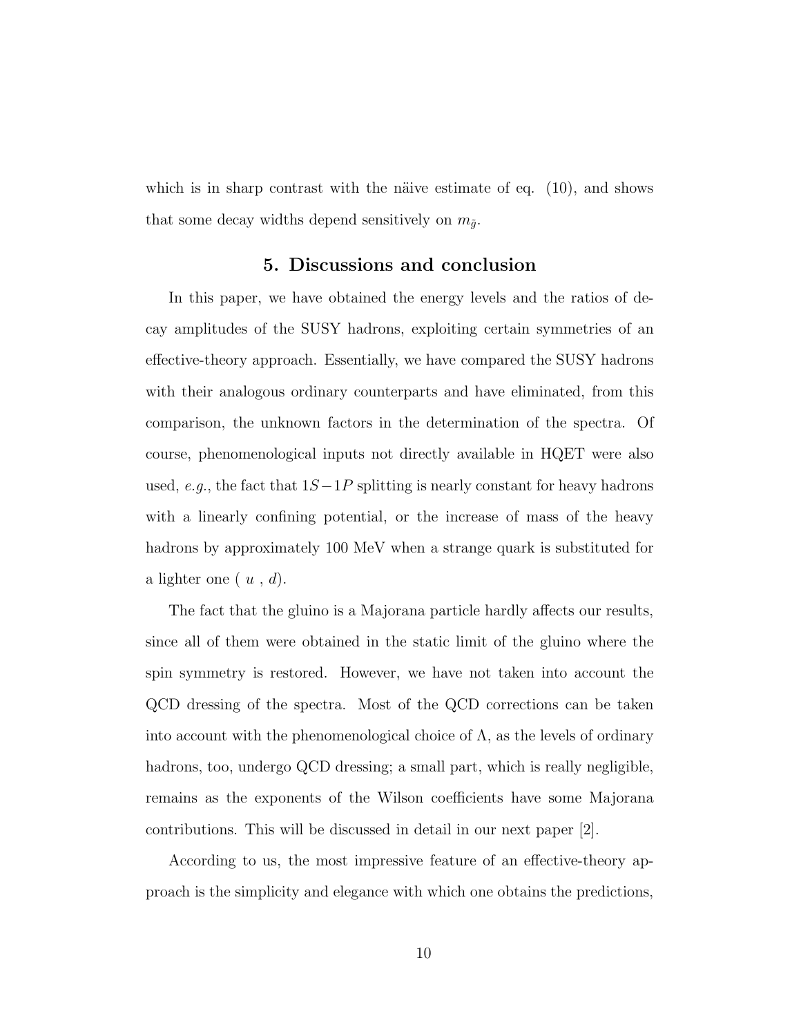which is in sharp contrast with the näive estimate of eq. (10), and shows that some decay widths depend sensitively on $m_{\tilde{g}}$.

## 5. Discussions and conclusion

In this paper, we have obtained the energy levels and the ratios of decay amplitudes of the SUSY hadrons, exploiting certain symmetries of an effective-theory approach. Essentially, we have compared the SUSY hadrons with their analogous ordinary counterparts and have eliminated, from this comparison, the unknown factors in the determination of the spectra. Of course, phenomenological inputs not directly available in HQET were also used, *e.g.*, the fact that $1S-1P$ splitting is nearly constant for heavy hadrons with a linearly confining potential, or the increase of mass of the heavy hadrons by approximately 100 MeV when a strange quark is substituted for a lighter one ( $u$ , $d$).

The fact that the gluino is a Majorana particle hardly affects our results, since all of them were obtained in the static limit of the gluino where the spin symmetry is restored. However, we have not taken into account the QCD dressing of the spectra. Most of the QCD corrections can be taken into account with the phenomenological choice of $\Lambda$, as the levels of ordinary hadrons, too, undergo QCD dressing; a small part, which is really negligible, remains as the exponents of the Wilson coefficients have some Majorana contributions. This will be discussed in detail in our next paper [2].

According to us, the most impressive feature of an effective-theory approach is the simplicity and elegance with which one obtains the predictions,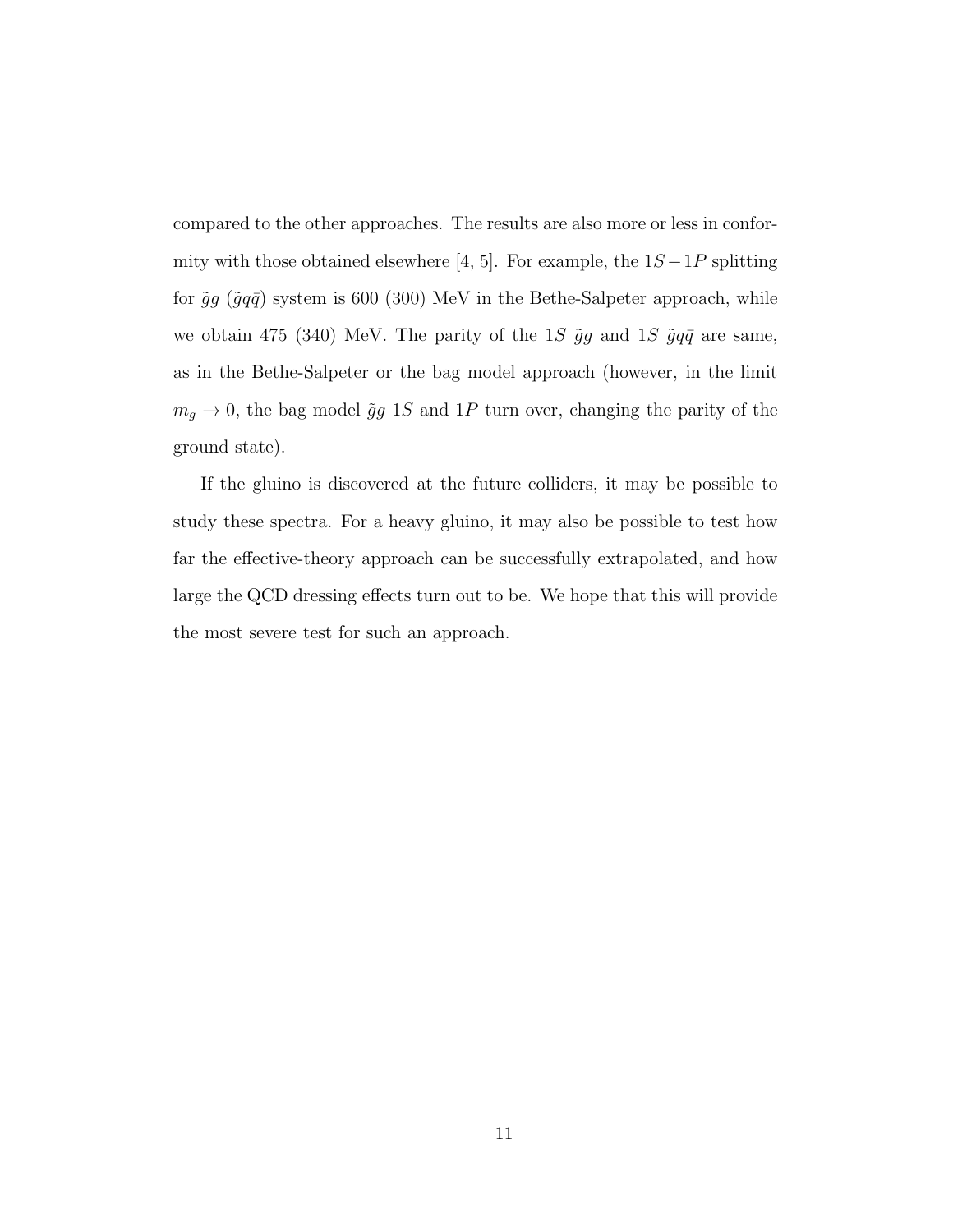compared to the other approaches. The results are also more or less in conformity with those obtained elsewhere [4, 5]. For example, the $1S-1P$ splitting for $\tilde{g}g$ ($\tilde{g}q\bar{q}$) system is 600 (300) MeV in the Bethe-Salpeter approach, while we obtain 475 (340) MeV. The parity of the $1S$ $\tilde{g}g$ and $1S$ $\tilde{g}q\bar{q}$ are same, as in the Bethe-Salpeter or the bag model approach (however, in the limit $m_g \to 0$, the bag model $\tilde{g}g$ $1S$ and $1P$ turn over, changing the parity of the ground state).

If the gluino is discovered at the future colliders, it may be possible to study these spectra. For a heavy gluino, it may also be possible to test how far the effective-theory approach can be successfully extrapolated, and how large the QCD dressing effects turn out to be. We hope that this will provide the most severe test for such an approach.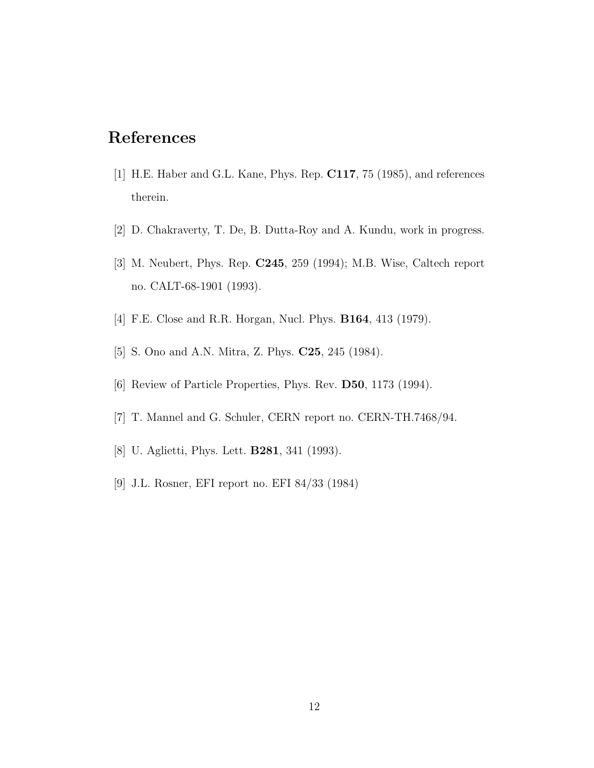# References

[1] H.E. Haber and G.L. Kane, Phys. Rep. **C117**, 75 (1985), and references therein.

[2] D. Chakraverty, T. De, B. Dutta-Roy and A. Kundu, work in progress.

[3] M. Neubert, Phys. Rep. **C245**, 259 (1994); M.B. Wise, Caltech report no. CALT-68-1901 (1993).

[4] F.E. Close and R.R. Horgan, Nucl. Phys. **B164**, 413 (1979).

[5] S. Ono and A.N. Mitra, Z. Phys. **C25**, 245 (1984).

[6] Review of Particle Properties, Phys. Rev. **D50**, 1173 (1994).

[7] T. Mannel and G. Schuler, CERN report no. CERN-TH.7468/94.

[8] U. Aglietti, Phys. Lett. **B281**, 341 (1993).

[9] J.L. Rosner, EFI report no. EFI 84/33 (1984)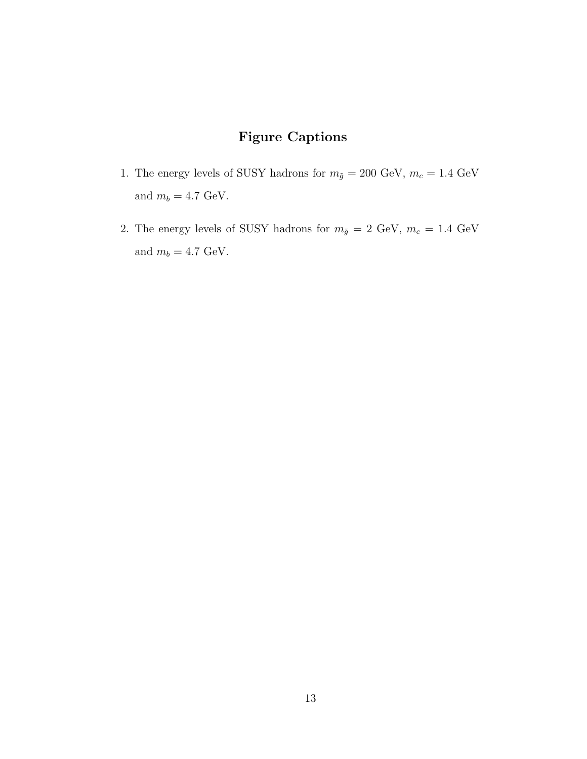## Figure Captions

1. The energy levels of SUSY hadrons for $m_{\tilde{g}} = 200$ GeV, $m_c = 1.4$ GeV and $m_b = 4.7$ GeV.

2. The energy levels of SUSY hadrons for $m_{\tilde{g}} = 2$ GeV, $m_c = 1.4$ GeV and $m_b = 4.7$ GeV.